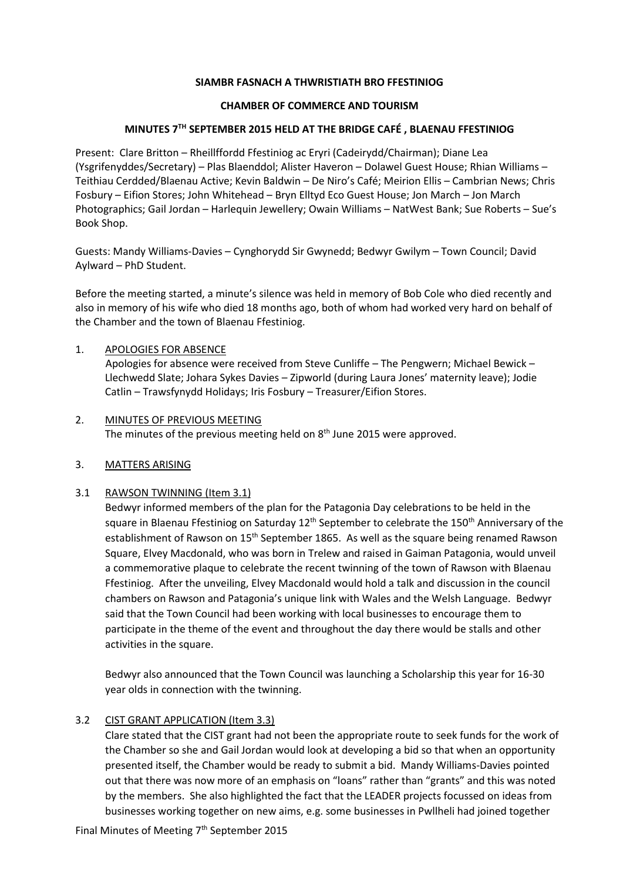**SIAMBR FASNACH A THWRISTIATH BRO FFESTINIOG**

**CHAMBER OF COMMERCE AND TOURISM**

**MINUTES 7TH SEPTEMBER 2015 HELD AT THE BRIDGE CAFÉ , BLAENAU FFESTINIOG**

Present: Clare Britton – Rheillffordd Ffestiniog ac Eryri (Cadeirydd/Chairman); Diane Lea (Ysgrifenyddes/Secretary) – Plas Blaenddol; Alister Haveron – Dolawel Guest House; Rhian Williams – Teithiau Cerdded/Blaenau Active; Kevin Baldwin – De Niro's Café; Meirion Ellis – Cambrian News; Chris Fosbury – Eifion Stores; John Whitehead – Bryn Elltyd Eco Guest House; Jon March – Jon March Photographics; Gail Jordan – Harlequin Jewellery; Owain Williams – NatWest Bank; Sue Roberts – Sue's Book Shop.

Guests: Mandy Williams-Davies – Cynghorydd Sir Gwynedd; Bedwyr Gwilym – Town Council; David Aylward – PhD Student.

Before the meeting started, a minute's silence was held in memory of Bob Cole who died recently and also in memory of his wife who died 18 months ago, both of whom had worked very hard on behalf of the Chamber and the town of Blaenau Ffestiniog.

1. APOLOGIES FOR ABSENCE

   Apologies for absence were received from Steve Cunliffe – The Pengwern; Michael Bewick – Llechwedd Slate; Johara Sykes Davies – Zipworld (during Laura Jones' maternity leave); Jodie Catlin – Trawsfynydd Holidays; Iris Fosbury – Treasurer/Eifion Stores.

2. MINUTES OF PREVIOUS MEETING

   The minutes of the previous meeting held on 8th June 2015 were approved.

3. MATTERS ARISING

3.1 RAWSON TWINNING (Item 3.1)

Bedwyr informed members of the plan for the Patagonia Day celebrations to be held in the square in Blaenau Ffestiniog on Saturday 12th September to celebrate the 150th Anniversary of the establishment of Rawson on 15th September 1865. As well as the square being renamed Rawson Square, Elvey Macdonald, who was born in Trelew and raised in Gaiman Patagonia, would unveil a commemorative plaque to celebrate the recent twinning of the town of Rawson with Blaenau Ffestiniog. After the unveiling, Elvey Macdonald would hold a talk and discussion in the council chambers on Rawson and Patagonia's unique link with Wales and the Welsh Language. Bedwyr said that the Town Council had been working with local businesses to encourage them to participate in the theme of the event and throughout the day there would be stalls and other activities in the square.

Bedwyr also announced that the Town Council was launching a Scholarship this year for 16-30 year olds in connection with the twinning.

3.2 CIST GRANT APPLICATION (Item 3.3)

Clare stated that the CIST grant had not been the appropriate route to seek funds for the work of the Chamber so she and Gail Jordan would look at developing a bid so that when an opportunity presented itself, the Chamber would be ready to submit a bid. Mandy Williams-Davies pointed out that there was now more of an emphasis on "loans" rather than "grants" and this was noted by the members. She also highlighted the fact that the LEADER projects focussed on ideas from businesses working together on new aims, e.g. some businesses in Pwllheli had joined together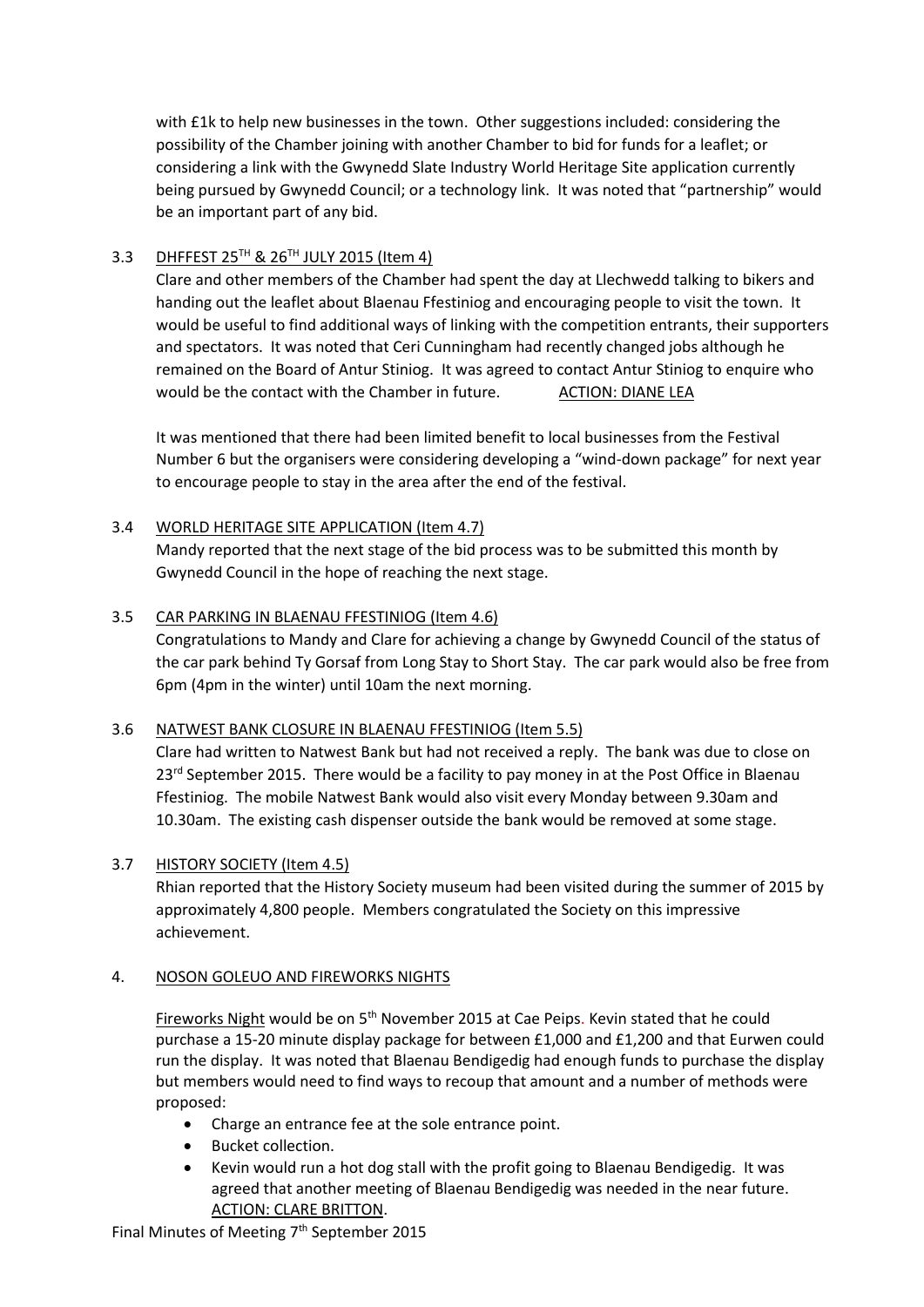with £1k to help new businesses in the town. Other suggestions included: considering the possibility of the Chamber joining with another Chamber to bid for funds for a leaflet; or considering a link with the Gwynedd Slate Industry World Heritage Site application currently being pursued by Gwynedd Council; or a technology link. It was noted that "partnership" would be an important part of any bid.

3.3 DHFFEST 25TH & 26TH JULY 2015 (Item 4)

Clare and other members of the Chamber had spent the day at Llechwedd talking to bikers and handing out the leaflet about Blaenau Ffestiniog and encouraging people to visit the town. It would be useful to find additional ways of linking with the competition entrants, their supporters and spectators. It was noted that Ceri Cunningham had recently changed jobs although he remained on the Board of Antur Stiniog. It was agreed to contact Antur Stiniog to enquire who would be the contact with the Chamber in future. ACTION: DIANE LEA

It was mentioned that there had been limited benefit to local businesses from the Festival Number 6 but the organisers were considering developing a "wind-down package" for next year to encourage people to stay in the area after the end of the festival.

3.4 WORLD HERITAGE SITE APPLICATION (Item 4.7)

Mandy reported that the next stage of the bid process was to be submitted this month by Gwynedd Council in the hope of reaching the next stage.

3.5 CAR PARKING IN BLAENAU FFESTINIOG (Item 4.6)

Congratulations to Mandy and Clare for achieving a change by Gwynedd Council of the status of the car park behind Ty Gorsaf from Long Stay to Short Stay. The car park would also be free from 6pm (4pm in the winter) until 10am the next morning.

3.6 NATWEST BANK CLOSURE IN BLAENAU FFESTINIOG (Item 5.5)

Clare had written to Natwest Bank but had not received a reply. The bank was due to close on 23rd September 2015. There would be a facility to pay money in at the Post Office in Blaenau Ffestiniog. The mobile Natwest Bank would also visit every Monday between 9.30am and 10.30am. The existing cash dispenser outside the bank would be removed at some stage.

3.7 HISTORY SOCIETY (Item 4.5)

Rhian reported that the History Society museum had been visited during the summer of 2015 by approximately 4,800 people. Members congratulated the Society on this impressive achievement.

4. NOSON GOLEUO AND FIREWORKS NIGHTS

Fireworks Night would be on 5th November 2015 at Cae Peips. Kevin stated that he could purchase a 15-20 minute display package for between £1,000 and £1,200 and that Eurwen could run the display. It was noted that Blaenau Bendigedig had enough funds to purchase the display but members would need to find ways to recoup that amount and a number of methods were proposed:

- Charge an entrance fee at the sole entrance point.
- Bucket collection.
- Kevin would run a hot dog stall with the profit going to Blaenau Bendigedig. It was agreed that another meeting of Blaenau Bendigedig was needed in the near future. ACTION: CLARE BRITTON.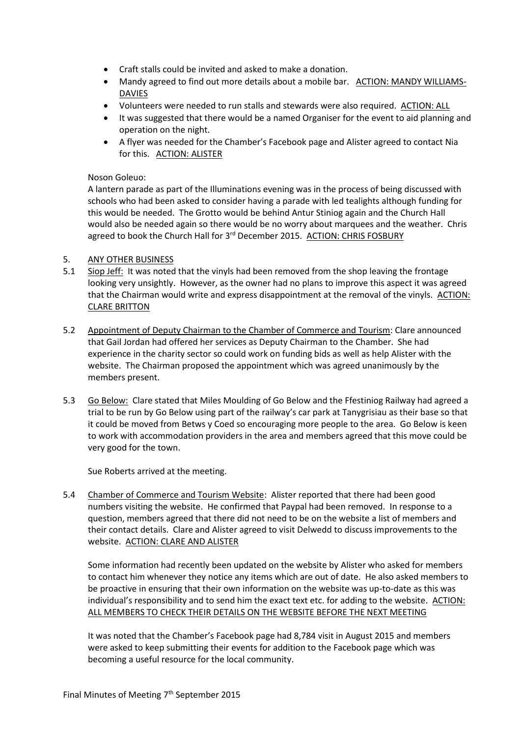- Craft stalls could be invited and asked to make a donation.
- Mandy agreed to find out more details about a mobile bar. ACTION: MANDY WILLIAMS-DAVIES
- Volunteers were needed to run stalls and stewards were also required. ACTION: ALL
- It was suggested that there would be a named Organiser for the event to aid planning and operation on the night.
- A flyer was needed for the Chamber's Facebook page and Alister agreed to contact Nia for this. ACTION: ALISTER

Noson Goleuo:

A lantern parade as part of the Illuminations evening was in the process of being discussed with schools who had been asked to consider having a parade with led tealights although funding for this would be needed. The Grotto would be behind Antur Stiniog again and the Church Hall would also be needed again so there would be no worry about marquees and the weather. Chris agreed to book the Church Hall for 3rd December 2015. ACTION: CHRIS FOSBURY

5. ANY OTHER BUSINESS

5.1 Siop Jeff: It was noted that the vinyls had been removed from the shop leaving the frontage looking very unsightly. However, as the owner had no plans to improve this aspect it was agreed that the Chairman would write and express disappointment at the removal of the vinyls. ACTION: CLARE BRITTON

5.2 Appointment of Deputy Chairman to the Chamber of Commerce and Tourism: Clare announced that Gail Jordan had offered her services as Deputy Chairman to the Chamber. She had experience in the charity sector so could work on funding bids as well as help Alister with the website. The Chairman proposed the appointment which was agreed unanimously by the members present.

5.3 Go Below: Clare stated that Miles Moulding of Go Below and the Ffestiniog Railway had agreed a trial to be run by Go Below using part of the railway's car park at Tanygrisiau as their base so that it could be moved from Betws y Coed so encouraging more people to the area. Go Below is keen to work with accommodation providers in the area and members agreed that this move could be very good for the town.

Sue Roberts arrived at the meeting.

5.4 Chamber of Commerce and Tourism Website: Alister reported that there had been good numbers visiting the website. He confirmed that Paypal had been removed. In response to a question, members agreed that there did not need to be on the website a list of members and their contact details. Clare and Alister agreed to visit Delwedd to discuss improvements to the website. ACTION: CLARE AND ALISTER

Some information had recently been updated on the website by Alister who asked for members to contact him whenever they notice any items which are out of date. He also asked members to be proactive in ensuring that their own information on the website was up-to-date as this was individual's responsibility and to send him the exact text etc. for adding to the website. ACTION: ALL MEMBERS TO CHECK THEIR DETAILS ON THE WEBSITE BEFORE THE NEXT MEETING

It was noted that the Chamber's Facebook page had 8,784 visit in August 2015 and members were asked to keep submitting their events for addition to the Facebook page which was becoming a useful resource for the local community.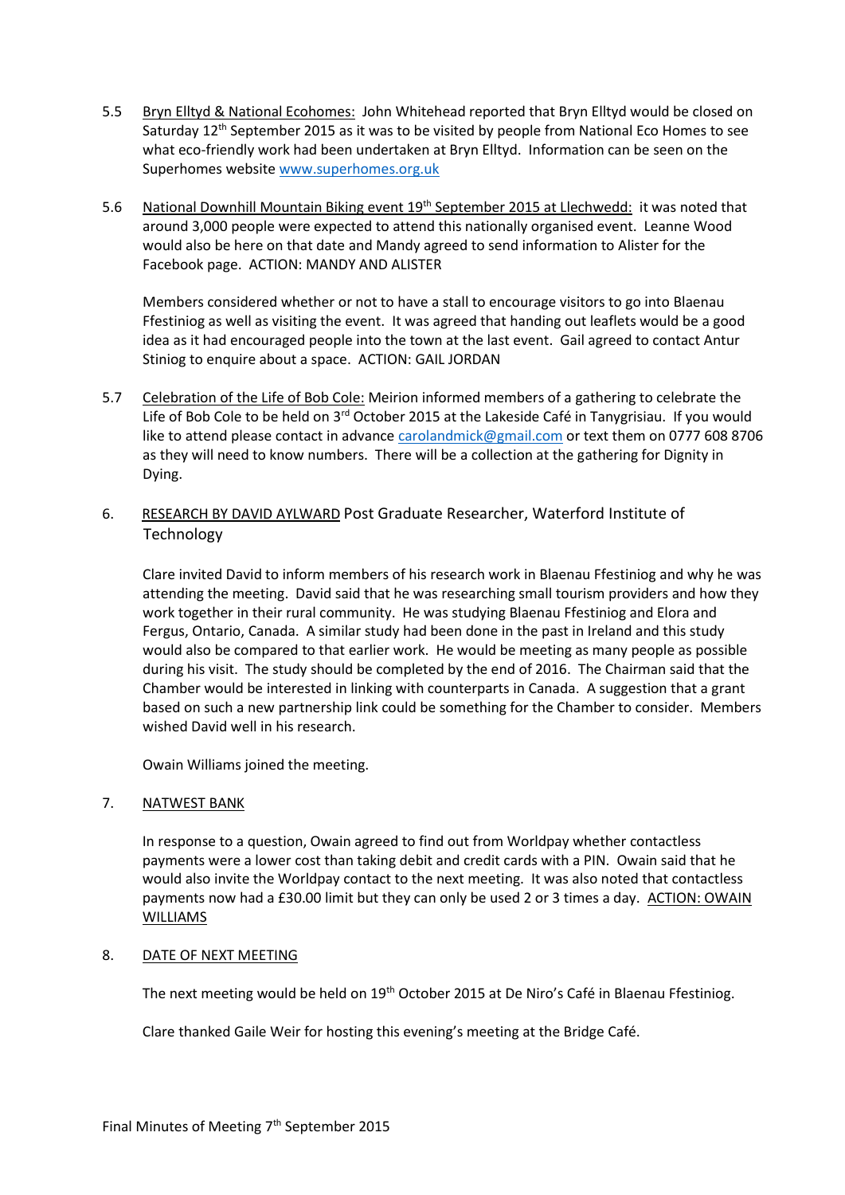5.5 Bryn Elltyd & National Ecohomes: John Whitehead reported that Bryn Elltyd would be closed on Saturday 12th September 2015 as it was to be visited by people from National Eco Homes to see what eco-friendly work had been undertaken at Bryn Elltyd. Information can be seen on the Superhomes website www.superhomes.org.uk

5.6 National Downhill Mountain Biking event 19th September 2015 at Llechwedd: it was noted that around 3,000 people were expected to attend this nationally organised event. Leanne Wood would also be here on that date and Mandy agreed to send information to Alister for the Facebook page. ACTION: MANDY AND ALISTER

Members considered whether or not to have a stall to encourage visitors to go into Blaenau Ffestiniog as well as visiting the event. It was agreed that handing out leaflets would be a good idea as it had encouraged people into the town at the last event. Gail agreed to contact Antur Stiniog to enquire about a space. ACTION: GAIL JORDAN

5.7 Celebration of the Life of Bob Cole: Meirion informed members of a gathering to celebrate the Life of Bob Cole to be held on 3rd October 2015 at the Lakeside Café in Tanygrisiau. If you would like to attend please contact in advance carolandmick@gmail.com or text them on 0777 608 8706 as they will need to know numbers. There will be a collection at the gathering for Dignity in Dying.

## 6. RESEARCH BY DAVID AYLWARD Post Graduate Researcher, Waterford Institute of Technology

Clare invited David to inform members of his research work in Blaenau Ffestiniog and why he was attending the meeting. David said that he was researching small tourism providers and how they work together in their rural community. He was studying Blaenau Ffestiniog and Elora and Fergus, Ontario, Canada. A similar study had been done in the past in Ireland and this study would also be compared to that earlier work. He would be meeting as many people as possible during his visit. The study should be completed by the end of 2016. The Chairman said that the Chamber would be interested in linking with counterparts in Canada. A suggestion that a grant based on such a new partnership link could be something for the Chamber to consider. Members wished David well in his research.

Owain Williams joined the meeting.

## 7. NATWEST BANK

In response to a question, Owain agreed to find out from Worldpay whether contactless payments were a lower cost than taking debit and credit cards with a PIN. Owain said that he would also invite the Worldpay contact to the next meeting. It was also noted that contactless payments now had a £30.00 limit but they can only be used 2 or 3 times a day. ACTION: OWAIN WILLIAMS

## 8. DATE OF NEXT MEETING

The next meeting would be held on 19th October 2015 at De Niro's Café in Blaenau Ffestiniog.

Clare thanked Gaile Weir for hosting this evening's meeting at the Bridge Café.